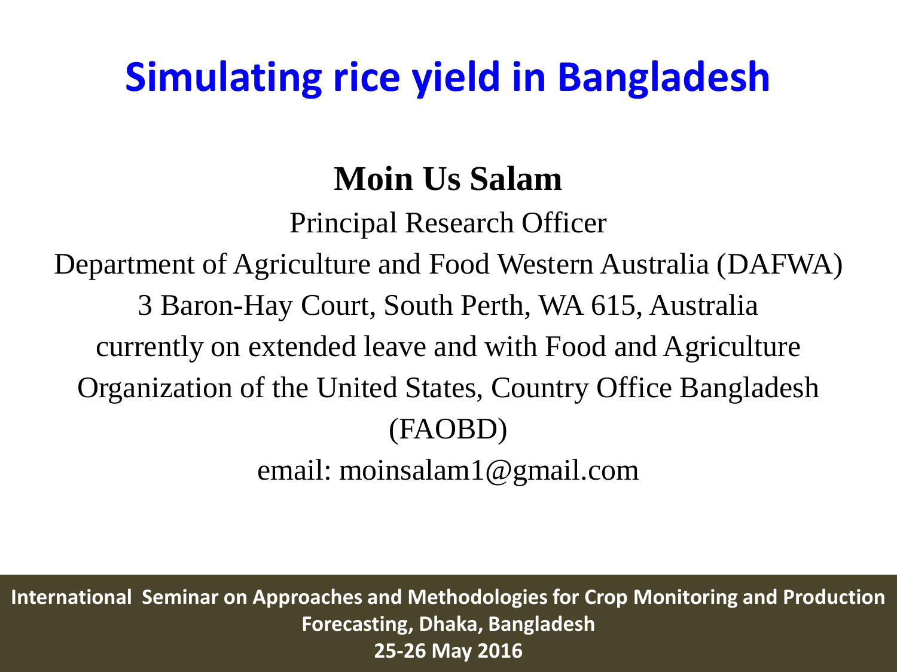# Simulating rice yield in Bangladesh

**Moin Us Salam**

Principal Research Officer

Department of Agriculture and Food Western Australia (DAFWA)

3 Baron-Hay Court, South Perth, WA 615, Australia

currently on extended leave and with Food and Agriculture Organization of the United States, Country Office Bangladesh (FAOBD)

email: moinsalam1@gmail.com

**International Seminar on Approaches and Methodologies for Crop Monitoring and Production Forecasting, Dhaka, Bangladesh**

**25-26 May 2016**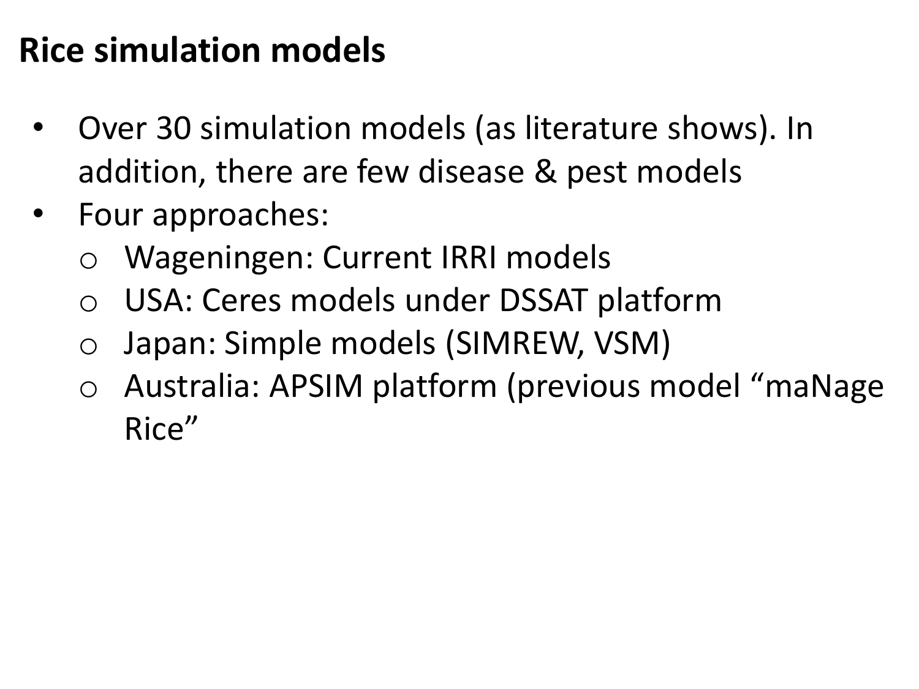## Rice simulation models

- Over 30 simulation models (as literature shows). In addition, there are few disease & pest models
- Four approaches:
  - Wageningen: Current IRRI models
  - USA: Ceres models under DSSAT platform
  - Japan: Simple models (SIMREW, VSM)
  - Australia: APSIM platform (previous model “maNage Rice”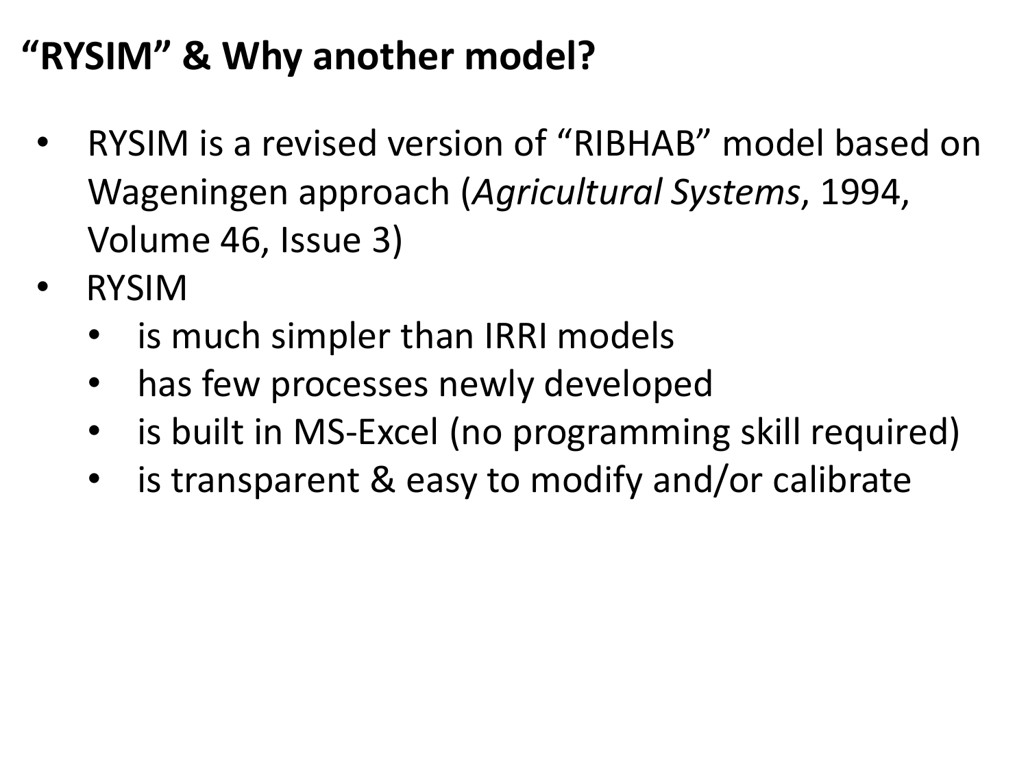# "RYSIM" & Why another model?

- RYSIM is a revised version of "RIBHAB" model based on Wageningen approach (*Agricultural Systems*, 1994, Volume 46, Issue 3)
- RYSIM
  - is much simpler than IRRI models
  - has few processes newly developed
  - is built in MS-Excel (no programming skill required)
  - is transparent & easy to modify and/or calibrate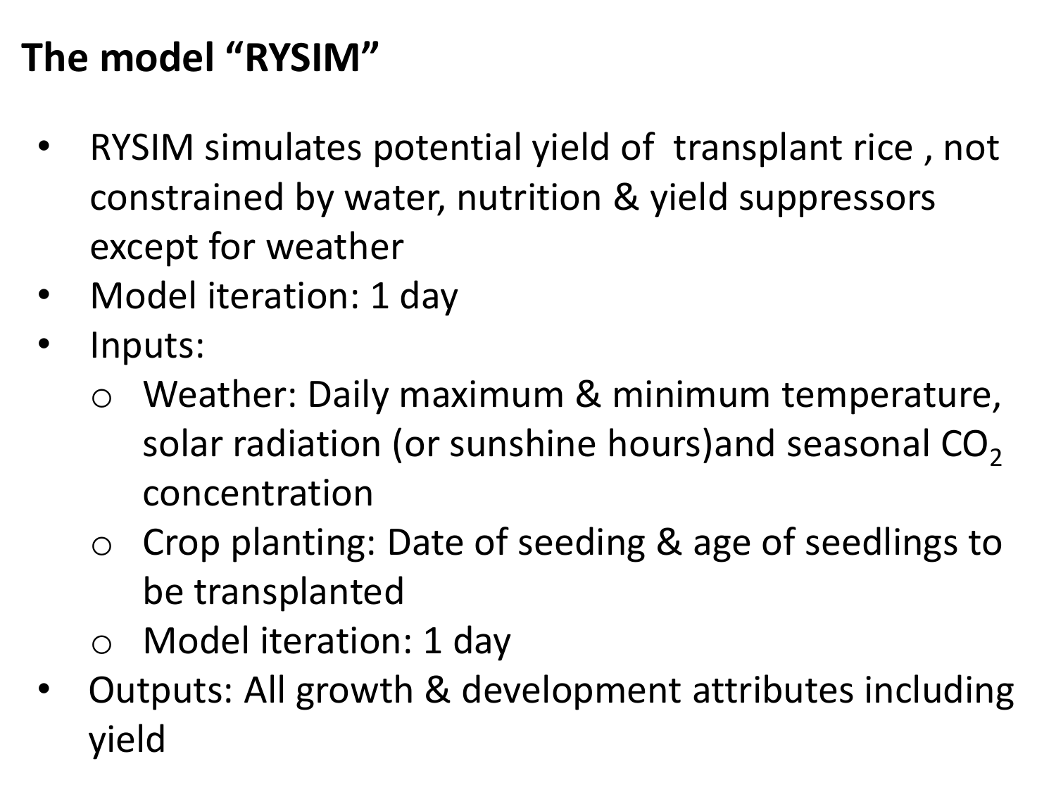## The model "RYSIM"

- RYSIM simulates potential yield of  transplant rice , not constrained by water, nutrition & yield suppressors except for weather
- Model iteration: 1 day
- Inputs:
  - Weather: Daily maximum & minimum temperature, solar radiation (or sunshine hours)and seasonal $CO_2$ concentration
  - Crop planting: Date of seeding & age of seedlings to be transplanted
  - Model iteration: 1 day
- Outputs: All growth & development attributes including yield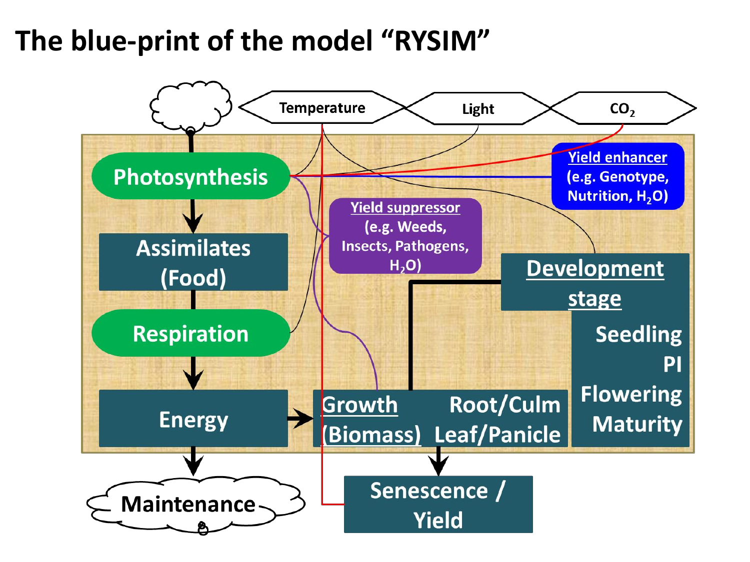# The blue-print of the model "RYSIM"

Temperature

Light

$CO_2$

Photosynthesis

Yield enhancer (e.g. Genotype, Nutrition, $H_2O$)

Yield suppressor (e.g. Weeds, Insects, Pathogens, $H_2O$)

Assimilates (Food)

Respiration

Development stage

Seedling

PI

Flowering

Maturity

Energy

Growth (Biomass)

Root/Culm

Leaf/Panicle

Maintenance

Senescence / Yield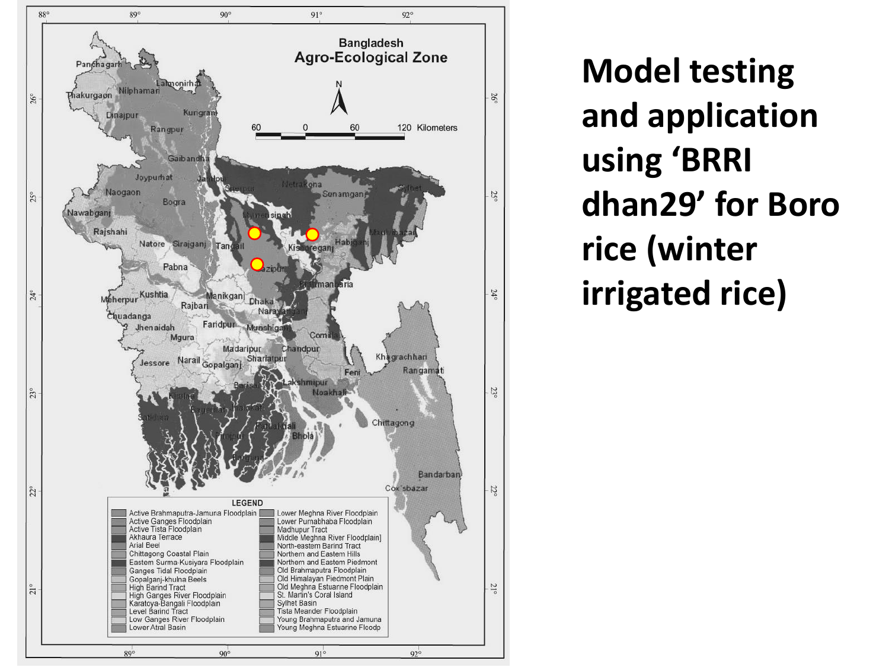# Model testing and application using 'BRRI dhan29' for Boro rice (winter irrigated rice)

**Bangladesh Agro-Ecological Zone**

LEGEND

| | |
|---|---|
| Active Brahmaputra-Jamuna Floodplain | Lower Meghna River Floodplain |
| Active Ganges Floodplain | Lower Purnabhaba Floodplain |
| Active Tista Floodplain | Madhupur Tract |
| Akhaura Terrace | Middle Meghna River Floodplain] |
| Arial Beel | North-eastern Barind Tract |
| Chittagong Coastal Plain | Northern and Eastern Hills |
| Eastern Surma-Kusiyara Floodplain | Northern and Eastern Piedmont |
| Ganges Tidal Floodplain | Old Brahmaputra Floodplain |
| Gopalganj-khulna Beels | Old Himalayan Piedmont Plain |
| High Barind Tract | Old Meghna Estuarine Floodplain |
| High Ganges River Floodplain | St. Martin's Coral Island |
| Karatoya-Bangali Floodplain | Sylhet Basin |
| Level Barind Tract | Tista Meander Floodplain |
| Low Ganges River Floodplain | Young Brahmaputra and Jamuna |
| Lower Atral Basin | Young Meghna Estuarine Floodp |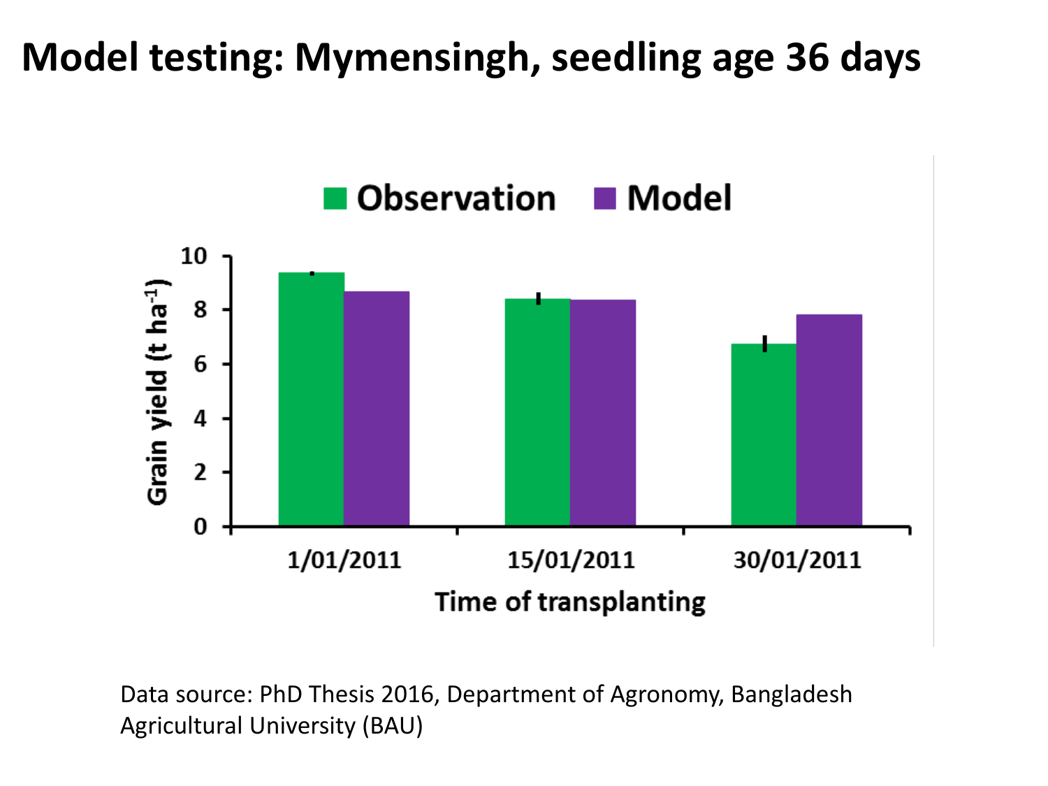# Model testing: Mymensingh, seedling age 36 days

Data source: PhD Thesis 2016, Department of Agronomy, Bangladesh Agricultural University (BAU)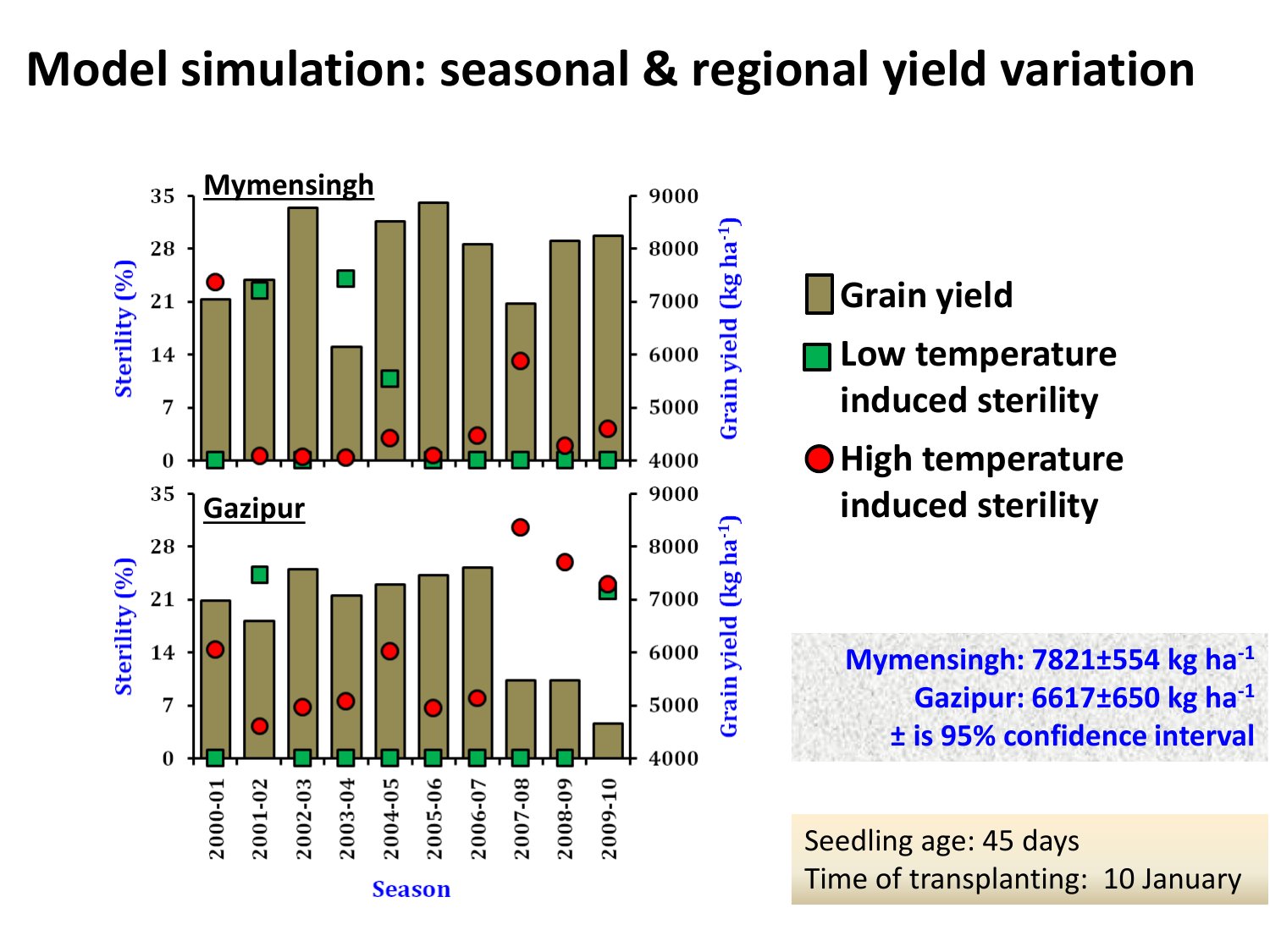# Model simulation: seasonal & regional yield variation

**Mymensingh**

**Gazipur**

Sterility (%)

Grain yield (kg ha$^{-1}$)

Season

- Grain yield
- Low temperature induced sterility
- High temperature induced sterility

**Mymensingh: 7821±554 kg ha$^{-1}$**
**Gazipur: 6617±650 kg ha$^{-1}$**
**± is 95% confidence interval**

Seedling age: 45 days
Time of transplanting: 10 January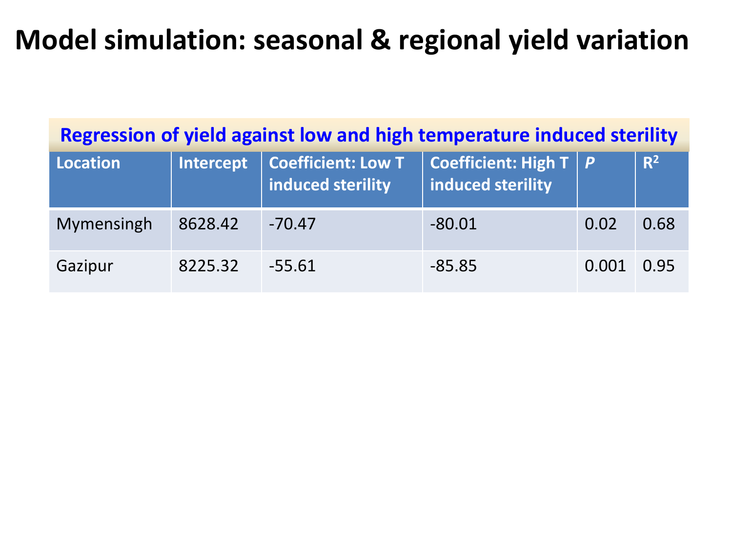# Model simulation: seasonal & regional yield variation

**Regression of yield against low and high temperature induced sterility**

| Location | Intercept | Coefficient: Low T induced sterility | Coefficient: High T induced sterility | *P* | $R^2$ |
|---|---|---|---|---|---|
| Mymensingh | 8628.42 | -70.47 | -80.01 | 0.02 | 0.68 |
| Gazipur | 8225.32 | -55.61 | -85.85 | 0.001 | 0.95 |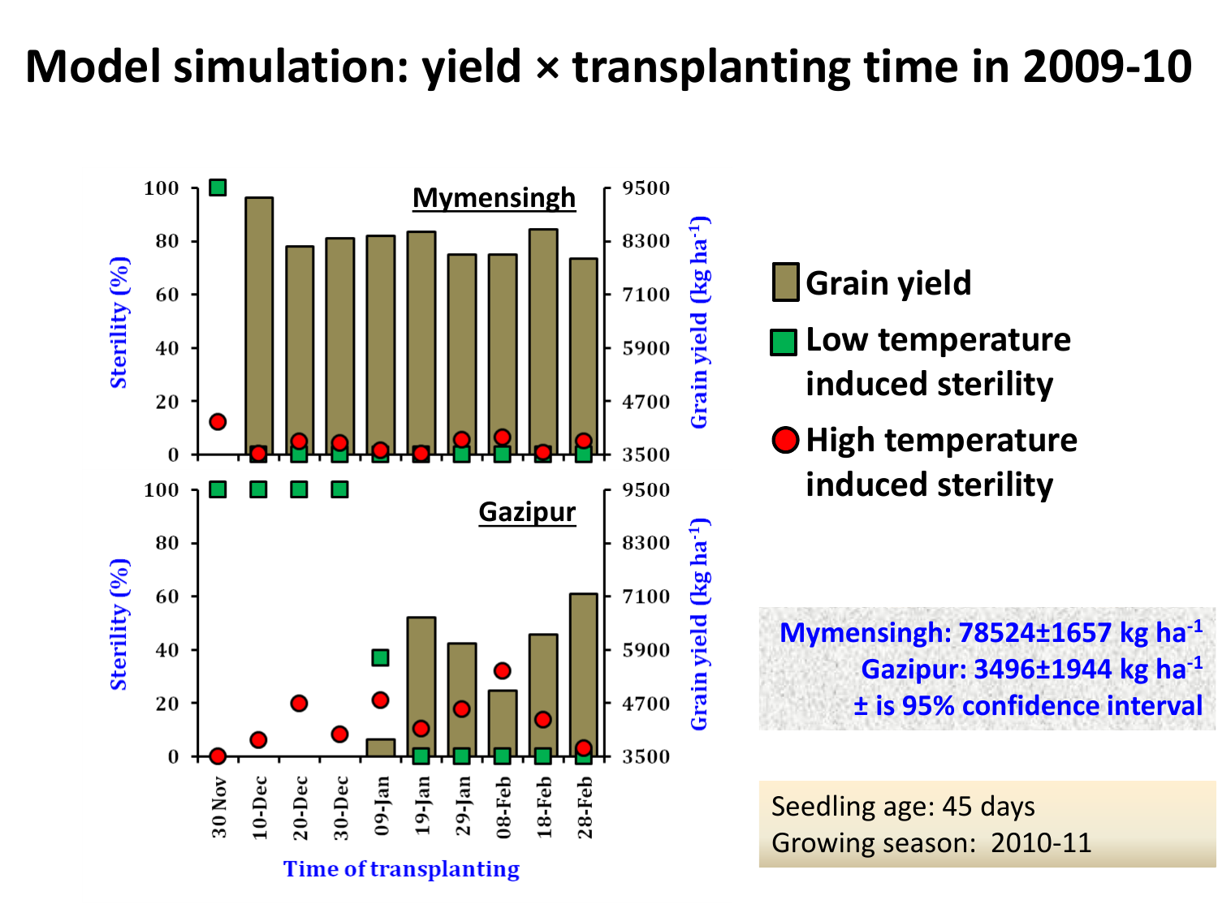# Model simulation: yield × transplanting time in 2009-10

**Mymensingh**

**Gazipur**

Sterility (%)

Grain yield (kg ha$^{-1}$)

Time of transplanting

30 Nov, 10-Dec, 20-Dec, 30-Dec, 09-Jan, 19-Jan, 29-Jan, 08-Feb, 18-Feb, 28-Feb

- Grain yield
- Low temperature induced sterility
- High temperature induced sterility

Mymensingh: 78524±1657 kg ha$^{-1}$
Gazipur: 3496±1944 kg ha$^{-1}$
± is 95% confidence interval

Seedling age: 45 days
Growing season: 2010-11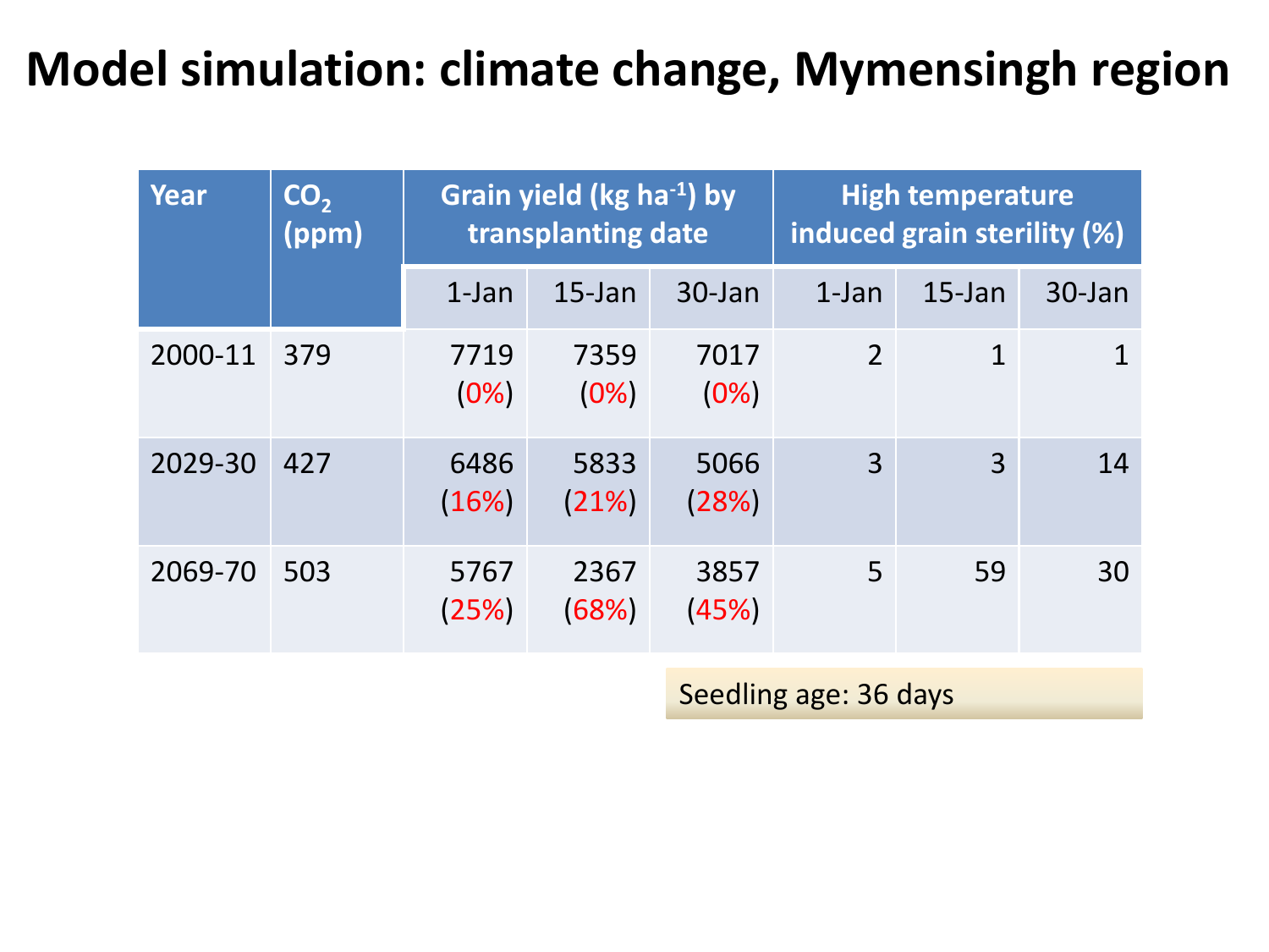# Model simulation: climate change, Mymensingh region

| Year | $CO_2$ (ppm) | Grain yield (kg $ha^{-1}$) by transplanting date | | | High temperature induced grain sterility (%) | | |
|---|---|---|---|---|---|---|---|
| | | 1-Jan | 15-Jan | 30-Jan | 1-Jan | 15-Jan | 30-Jan |
| 2000-11 | 379 | 7719 (0%) | 7359 (0%) | 7017 (0%) | 2 | 1 | 1 |
| 2029-30 | 427 | 6486 (16%) | 5833 (21%) | 5066 (28%) | 3 | 3 | 14 |
| 2069-70 | 503 | 5767 (25%) | 2367 (68%) | 3857 (45%) | 5 | 59 | 30 |

Seedling age: 36 days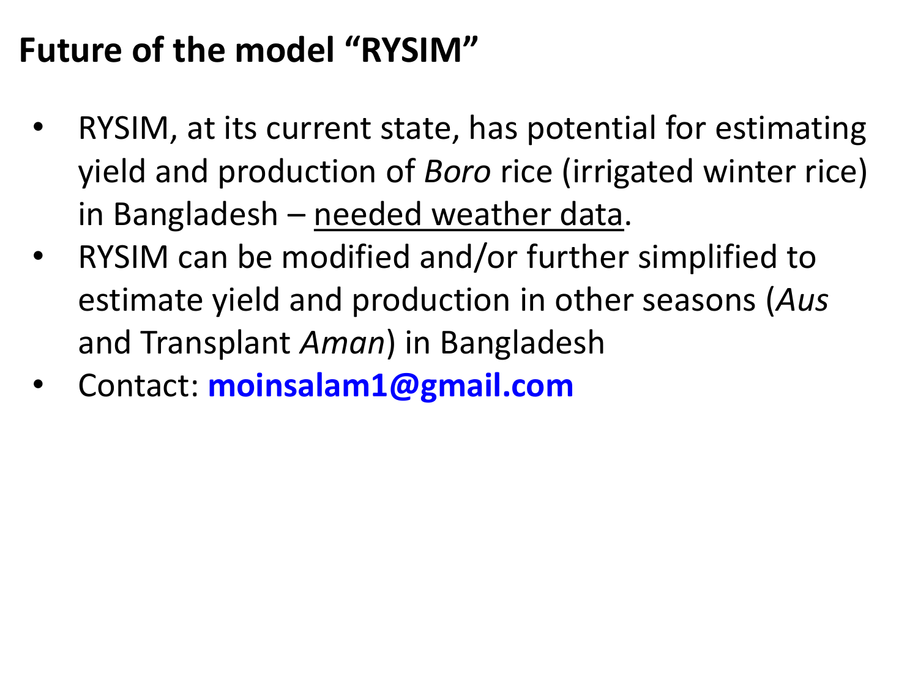# Future of the model "RYSIM"

- RYSIM, at its current state, has potential for estimating yield and production of *Boro* rice (irrigated winter rice) in Bangladesh – <u>needed weather data</u>.
- RYSIM can be modified and/or further simplified to estimate yield and production in other seasons (*Aus* and Transplant *Aman*) in Bangladesh
- Contact: **moinsalam1@gmail.com**